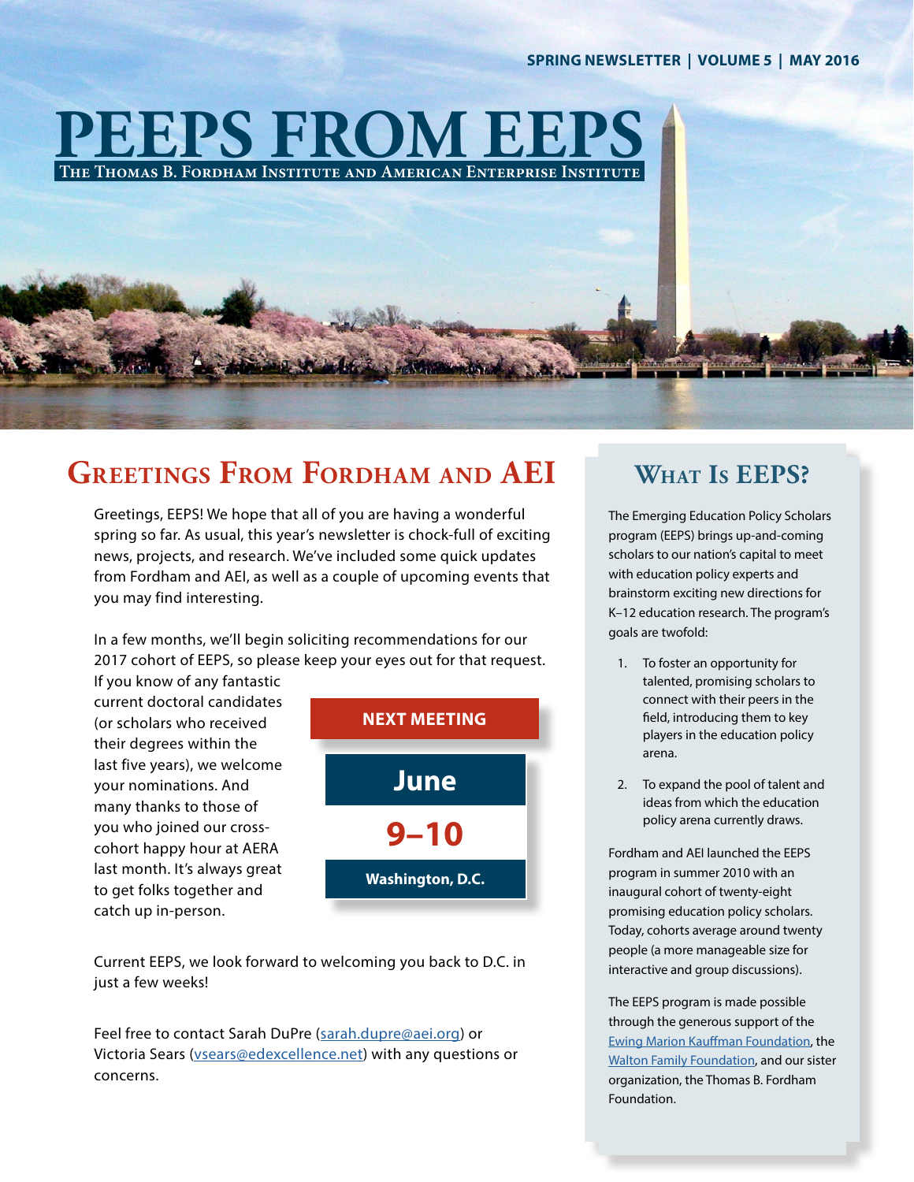SPRING NEWSLETTER | VOLUME 5 | MAY 2016

# PEEPS FROM EEPS

THE THOMAS B. FORDHAM INSTITUTE AND AMERICAN ENTERPRISE INSTITUTE

## Greetings From Fordham and AEI

Greetings, EEPS! We hope that all of you are having a wonderful spring so far. As usual, this year's newsletter is chock-full of exciting news, projects, and research. We've included some quick updates from Fordham and AEI, as well as a couple of upcoming events that you may find interesting.

In a few months, we'll begin soliciting recommendations for our 2017 cohort of EEPS, so please keep your eyes out for that request. If you know of any fantastic current doctoral candidates (or scholars who received their degrees within the last five years), we welcome your nominations. And many thanks to those of you who joined our cross-cohort happy hour at AERA last month. It's always great to get folks together and catch up in-person.

**NEXT MEETING**

**June**

**9–10**

**Washington, D.C.**

Current EEPS, we look forward to welcoming you back to D.C. in just a few weeks!

Feel free to contact Sarah DuPre (sarah.dupre@aei.org) or Victoria Sears (vsears@edexcellence.net) with any questions or concerns.

## What Is EEPS?

The Emerging Education Policy Scholars program (EEPS) brings up-and-coming scholars to our nation's capital to meet with education policy experts and brainstorm exciting new directions for K–12 education research. The program's goals are twofold:

1. To foster an opportunity for talented, promising scholars to connect with their peers in the field, introducing them to key players in the education policy arena.
2. To expand the pool of talent and ideas from which the education policy arena currently draws.

Fordham and AEI launched the EEPS program in summer 2010 with an inaugural cohort of twenty-eight promising education policy scholars. Today, cohorts average around twenty people (a more manageable size for interactive and group discussions).

The EEPS program is made possible through the generous support of the Ewing Marion Kauffman Foundation, the Walton Family Foundation, and our sister organization, the Thomas B. Fordham Foundation.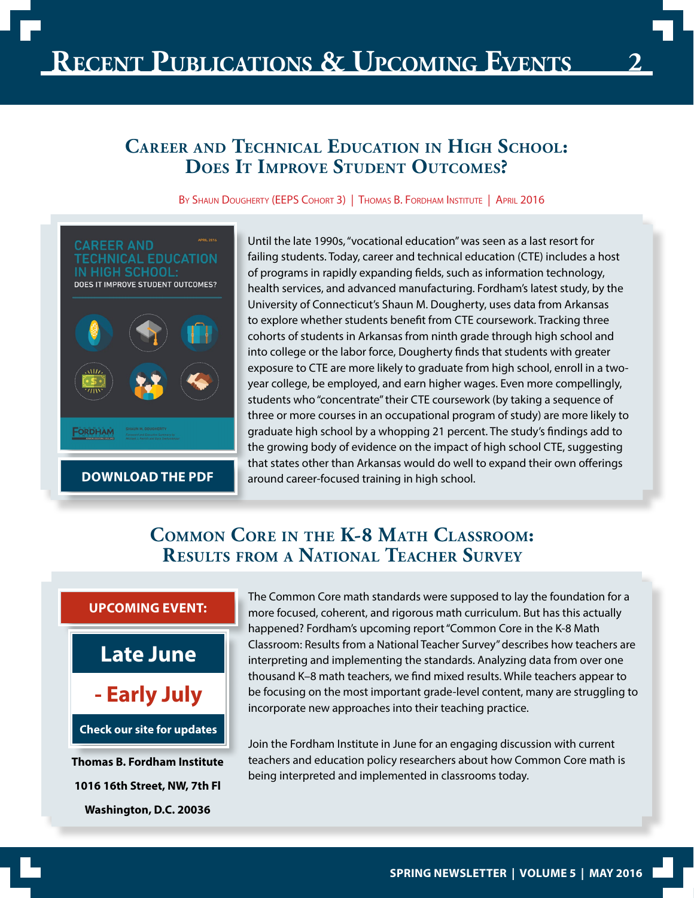# Recent Publications & Upcoming Events

## Career and Technical Education in High School: Does It Improve Student Outcomes?

By Shaun Dougherty (EEPS Cohort 3) | Thomas B. Fordham Institute | April 2016

**DOWNLOAD THE PDF**

Until the late 1990s, "vocational education" was seen as a last resort for failing students. Today, career and technical education (CTE) includes a host of programs in rapidly expanding fields, such as information technology, health services, and advanced manufacturing. Fordham's latest study, by the University of Connecticut's Shaun M. Dougherty, uses data from Arkansas to explore whether students benefit from CTE coursework. Tracking three cohorts of students in Arkansas from ninth grade through high school and into college or the labor force, Dougherty finds that students with greater exposure to CTE are more likely to graduate from high school, enroll in a two-year college, be employed, and earn higher wages. Even more compellingly, students who "concentrate" their CTE coursework (by taking a sequence of three or more courses in an occupational program of study) are more likely to graduate high school by a whopping 21 percent. The study's findings add to the growing body of evidence on the impact of high school CTE, suggesting that states other than Arkansas would do well to expand their own offerings around career-focused training in high school.

## Common Core in the K-8 Math Classroom: Results from a National Teacher Survey

**UPCOMING EVENT:**

**Late June - Early July**

**Check our site for updates**

**Thomas B. Fordham Institute**
**1016 16th Street, NW, 7th Fl**
**Washington, D.C. 20036**

The Common Core math standards were supposed to lay the foundation for a more focused, coherent, and rigorous math curriculum. But has this actually happened? Fordham's upcoming report "Common Core in the K-8 Math Classroom: Results from a National Teacher Survey" describes how teachers are interpreting and implementing the standards. Analyzing data from over one thousand K–8 math teachers, we find mixed results. While teachers appear to be focusing on the most important grade-level content, many are struggling to incorporate new approaches into their teaching practice.

Join the Fordham Institute in June for an engaging discussion with current teachers and education policy researchers about how Common Core math is being interpreted and implemented in classrooms today.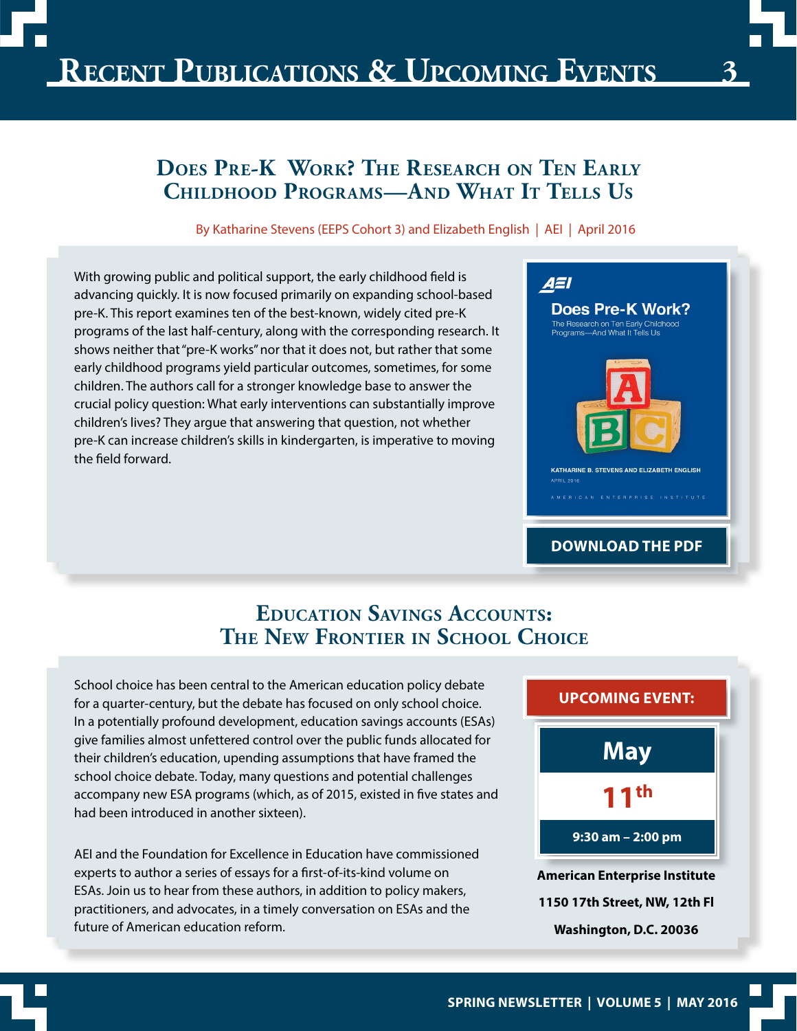# Recent Publications & Upcoming Events

## Does Pre-K Work? The Research on Ten Early Childhood Programs—And What It Tells Us

By Katharine Stevens (EEPS Cohort 3) and Elizabeth English | AEI | April 2016

With growing public and political support, the early childhood field is advancing quickly. It is now focused primarily on expanding school-based pre-K. This report examines ten of the best-known, widely cited pre-K programs of the last half-century, along with the corresponding research. It shows neither that "pre-K works" nor that it does not, but rather that some early childhood programs yield particular outcomes, sometimes, for some children. The authors call for a stronger knowledge base to answer the crucial policy question: What early interventions can substantially improve children's lives? They argue that answering that question, not whether pre-K can increase children's skills in kindergarten, is imperative to moving the field forward.

**DOWNLOAD THE PDF**

## Education Savings Accounts: The New Frontier in School Choice

School choice has been central to the American education policy debate for a quarter-century, but the debate has focused on only school choice. In a potentially profound development, education savings accounts (ESAs) give families almost unfettered control over the public funds allocated for their children's education, upending assumptions that have framed the school choice debate. Today, many questions and potential challenges accompany new ESA programs (which, as of 2015, existed in five states and had been introduced in another sixteen).

AEI and the Foundation for Excellence in Education have commissioned experts to author a series of essays for a first-of-its-kind volume on ESAs. Join us to hear from these authors, in addition to policy makers, practitioners, and advocates, in a timely conversation on ESAs and the future of American education reform.

**UPCOMING EVENT:**

**May 11th**

**9:30 am – 2:00 pm**

**American Enterprise Institute**

**1150 17th Street, NW, 12th Fl**

**Washington, D.C. 20036**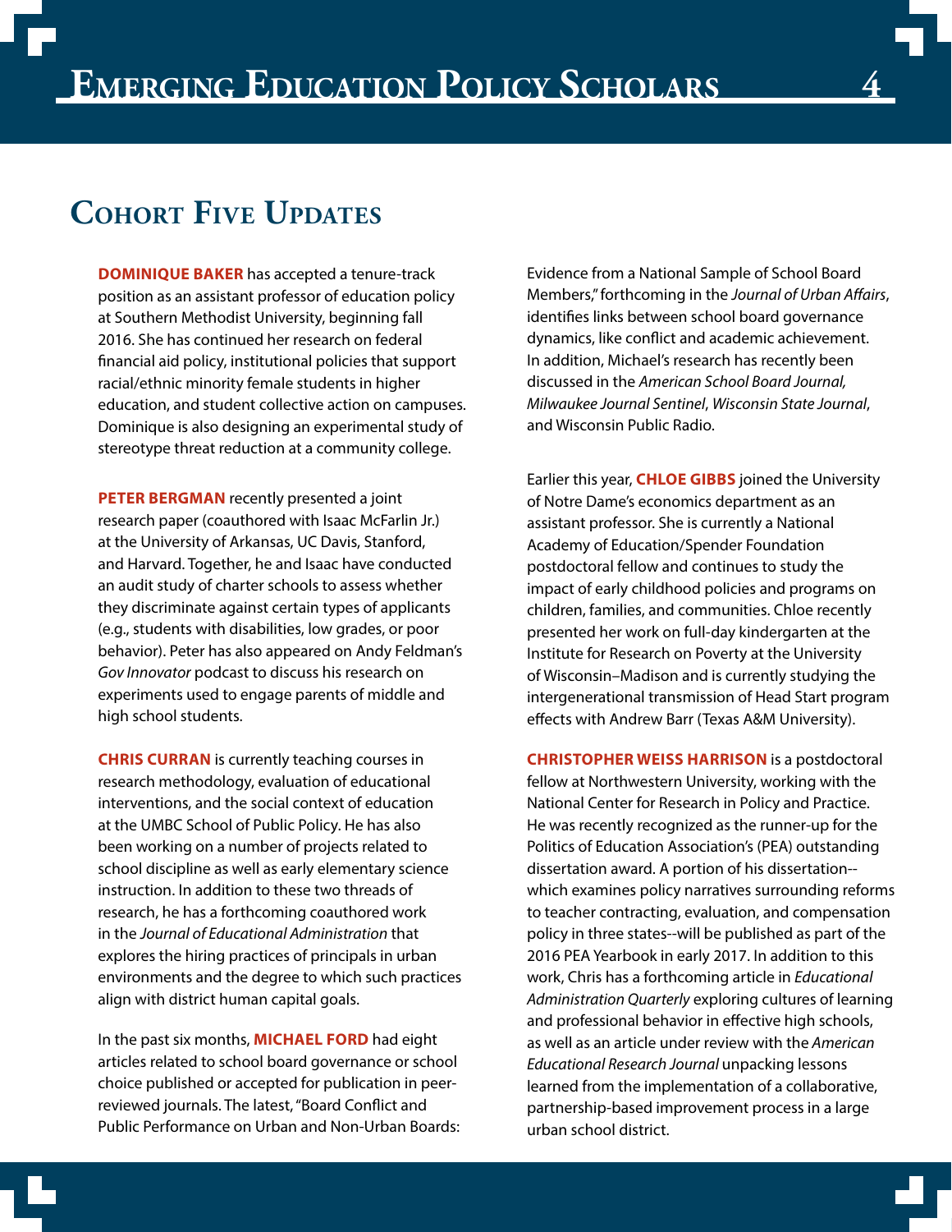## Cohort Five Updates

**DOMINIQUE BAKER** has accepted a tenure-track position as an assistant professor of education policy at Southern Methodist University, beginning fall 2016. She has continued her research on federal financial aid policy, institutional policies that support racial/ethnic minority female students in higher education, and student collective action on campuses. Dominique is also designing an experimental study of stereotype threat reduction at a community college.

**PETER BERGMAN** recently presented a joint research paper (coauthored with Isaac McFarlin Jr.) at the University of Arkansas, UC Davis, Stanford, and Harvard. Together, he and Isaac have conducted an audit study of charter schools to assess whether they discriminate against certain types of applicants (e.g., students with disabilities, low grades, or poor behavior). Peter has also appeared on Andy Feldman's *Gov Innovator* podcast to discuss his research on experiments used to engage parents of middle and high school students.

**CHRIS CURRAN** is currently teaching courses in research methodology, evaluation of educational interventions, and the social context of education at the UMBC School of Public Policy. He has also been working on a number of projects related to school discipline as well as early elementary science instruction. In addition to these two threads of research, he has a forthcoming coauthored work in the *Journal of Educational Administration* that explores the hiring practices of principals in urban environments and the degree to which such practices align with district human capital goals.

In the past six months, **MICHAEL FORD** had eight articles related to school board governance or school choice published or accepted for publication in peer-reviewed journals. The latest, "Board Conflict and Public Performance on Urban and Non-Urban Boards: Evidence from a National Sample of School Board Members," forthcoming in the *Journal of Urban Affairs*, identifies links between school board governance dynamics, like conflict and academic achievement. In addition, Michael's research has recently been discussed in the *American School Board Journal, Milwaukee Journal Sentinel*, *Wisconsin State Journal*, and Wisconsin Public Radio.

Earlier this year, **CHLOE GIBBS** joined the University of Notre Dame's economics department as an assistant professor. She is currently a National Academy of Education/Spender Foundation postdoctoral fellow and continues to study the impact of early childhood policies and programs on children, families, and communities. Chloe recently presented her work on full-day kindergarten at the Institute for Research on Poverty at the University of Wisconsin–Madison and is currently studying the intergenerational transmission of Head Start program effects with Andrew Barr (Texas A&M University).

**CHRISTOPHER WEISS HARRISON** is a postdoctoral fellow at Northwestern University, working with the National Center for Research in Policy and Practice. He was recently recognized as the runner-up for the Politics of Education Association's (PEA) outstanding dissertation award. A portion of his dissertation--which examines policy narratives surrounding reforms to teacher contracting, evaluation, and compensation policy in three states--will be published as part of the 2016 PEA Yearbook in early 2017. In addition to this work, Chris has a forthcoming article in *Educational Administration Quarterly* exploring cultures of learning and professional behavior in effective high schools, as well as an article under review with the *American Educational Research Journal* unpacking lessons learned from the implementation of a collaborative, partnership-based improvement process in a large urban school district.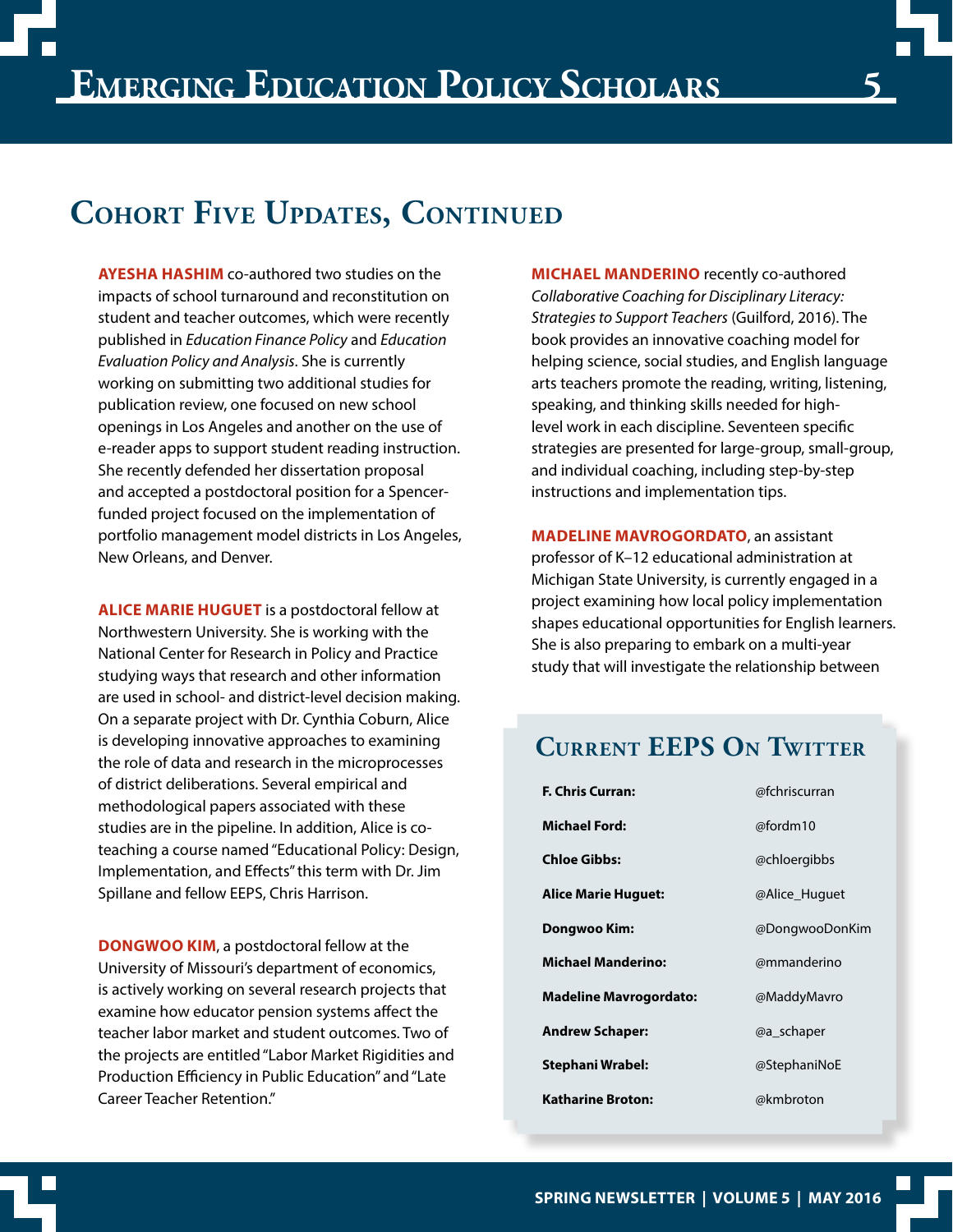## Cohort Five Updates, Continued

**AYESHA HASHIM** co-authored two studies on the impacts of school turnaround and reconstitution on student and teacher outcomes, which were recently published in *Education Finance Policy* and *Education Evaluation Policy and Analysis*. She is currently working on submitting two additional studies for publication review, one focused on new school openings in Los Angeles and another on the use of e-reader apps to support student reading instruction. She recently defended her dissertation proposal and accepted a postdoctoral position for a Spencer-funded project focused on the implementation of portfolio management model districts in Los Angeles, New Orleans, and Denver.

**ALICE MARIE HUGUET** is a postdoctoral fellow at Northwestern University. She is working with the National Center for Research in Policy and Practice studying ways that research and other information are used in school- and district-level decision making. On a separate project with Dr. Cynthia Coburn, Alice is developing innovative approaches to examining the role of data and research in the microprocesses of district deliberations. Several empirical and methodological papers associated with these studies are in the pipeline. In addition, Alice is co-teaching a course named "Educational Policy: Design, Implementation, and Effects" this term with Dr. Jim Spillane and fellow EEPS, Chris Harrison.

**DONGWOO KIM**, a postdoctoral fellow at the University of Missouri's department of economics, is actively working on several research projects that examine how educator pension systems affect the teacher labor market and student outcomes. Two of the projects are entitled "Labor Market Rigidities and Production Efficiency in Public Education" and "Late Career Teacher Retention."

**MICHAEL MANDERINO** recently co-authored *Collaborative Coaching for Disciplinary Literacy: Strategies to Support Teachers* (Guilford, 2016). The book provides an innovative coaching model for helping science, social studies, and English language arts teachers promote the reading, writing, listening, speaking, and thinking skills needed for high-level work in each discipline. Seventeen specific strategies are presented for large-group, small-group, and individual coaching, including step-by-step instructions and implementation tips.

**MADELINE MAVROGORDATO**, an assistant professor of K–12 educational administration at Michigan State University, is currently engaged in a project examining how local policy implementation shapes educational opportunities for English learners. She is also preparing to embark on a multi-year study that will investigate the relationship between

### Current EEPS On Twitter

| | |
|---|---|
| **F. Chris Curran:** | @fchriscurran |
| **Michael Ford:** | @fordm10 |
| **Chloe Gibbs:** | @chloergibbs |
| **Alice Marie Huguet:** | @Alice_Huguet |
| **Dongwoo Kim:** | @DongwooDonKim |
| **Michael Manderino:** | @mmanderino |
| **Madeline Mavrogordato:** | @MaddyMavro |
| **Andrew Schaper:** | @a_schaper |
| **Stephani Wrabel:** | @StephaniNoE |
| **Katharine Broton:** | @kmbroton |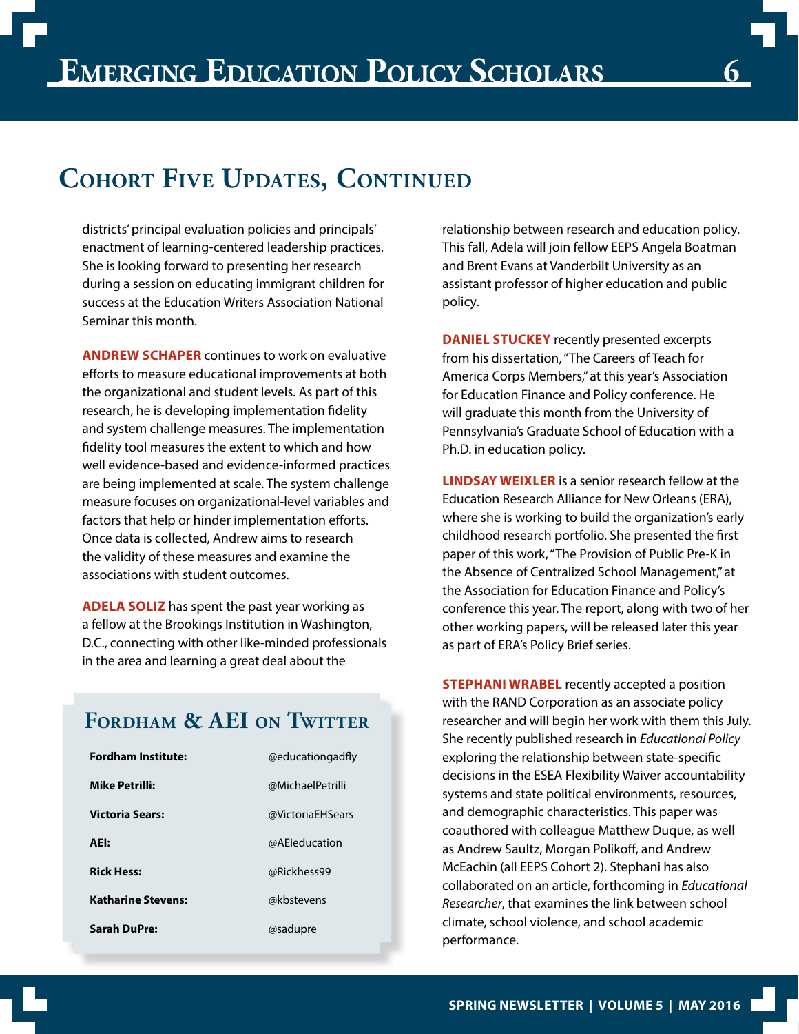## Cohort Five Updates, Continued

districts' principal evaluation policies and principals' enactment of learning-centered leadership practices. She is looking forward to presenting her research during a session on educating immigrant children for success at the Education Writers Association National Seminar this month.

**ANDREW SCHAPER** continues to work on evaluative efforts to measure educational improvements at both the organizational and student levels. As part of this research, he is developing implementation fidelity and system challenge measures. The implementation fidelity tool measures the extent to which and how well evidence-based and evidence-informed practices are being implemented at scale. The system challenge measure focuses on organizational-level variables and factors that help or hinder implementation efforts. Once data is collected, Andrew aims to research the validity of these measures and examine the associations with student outcomes.

**ADELA SOLIZ** has spent the past year working as a fellow at the Brookings Institution in Washington, D.C., connecting with other like-minded professionals in the area and learning a great deal about the relationship between research and education policy. This fall, Adela will join fellow EEPS Angela Boatman and Brent Evans at Vanderbilt University as an assistant professor of higher education and public policy.

**DANIEL STUCKEY** recently presented excerpts from his dissertation, "The Careers of Teach for America Corps Members," at this year's Association for Education Finance and Policy conference. He will graduate this month from the University of Pennsylvania's Graduate School of Education with a Ph.D. in education policy.

**LINDSAY WEIXLER** is a senior research fellow at the Education Research Alliance for New Orleans (ERA), where she is working to build the organization's early childhood research portfolio. She presented the first paper of this work, "The Provision of Public Pre-K in the Absence of Centralized School Management," at the Association for Education Finance and Policy's conference this year. The report, along with two of her other working papers, will be released later this year as part of ERA's Policy Brief series.

**STEPHANI WRABEL** recently accepted a position with the RAND Corporation as an associate policy researcher and will begin her work with them this July. She recently published research in *Educational Policy* exploring the relationship between state-specific decisions in the ESEA Flexibility Waiver accountability systems and state political environments, resources, and demographic characteristics. This paper was coauthored with colleague Matthew Duque, as well as Andrew Saultz, Morgan Polikoff, and Andrew McEachin (all EEPS Cohort 2). Stephani has also collaborated on an article, forthcoming in *Educational Researcher*, that examines the link between school climate, school violence, and school academic performance.

### Fordham & AEI on Twitter

| | |
|---|---|
| **Fordham Institute:** | @educationgadfly |
| **Mike Petrilli:** | @MichaelPetrilli |
| **Victoria Sears:** | @VictoriaEHSears |
| **AEI:** | @AEIeducation |
| **Rick Hess:** | @Rickhess99 |
| **Katharine Stevens:** | @kbstevens |
| **Sarah DuPre:** | @sadupre |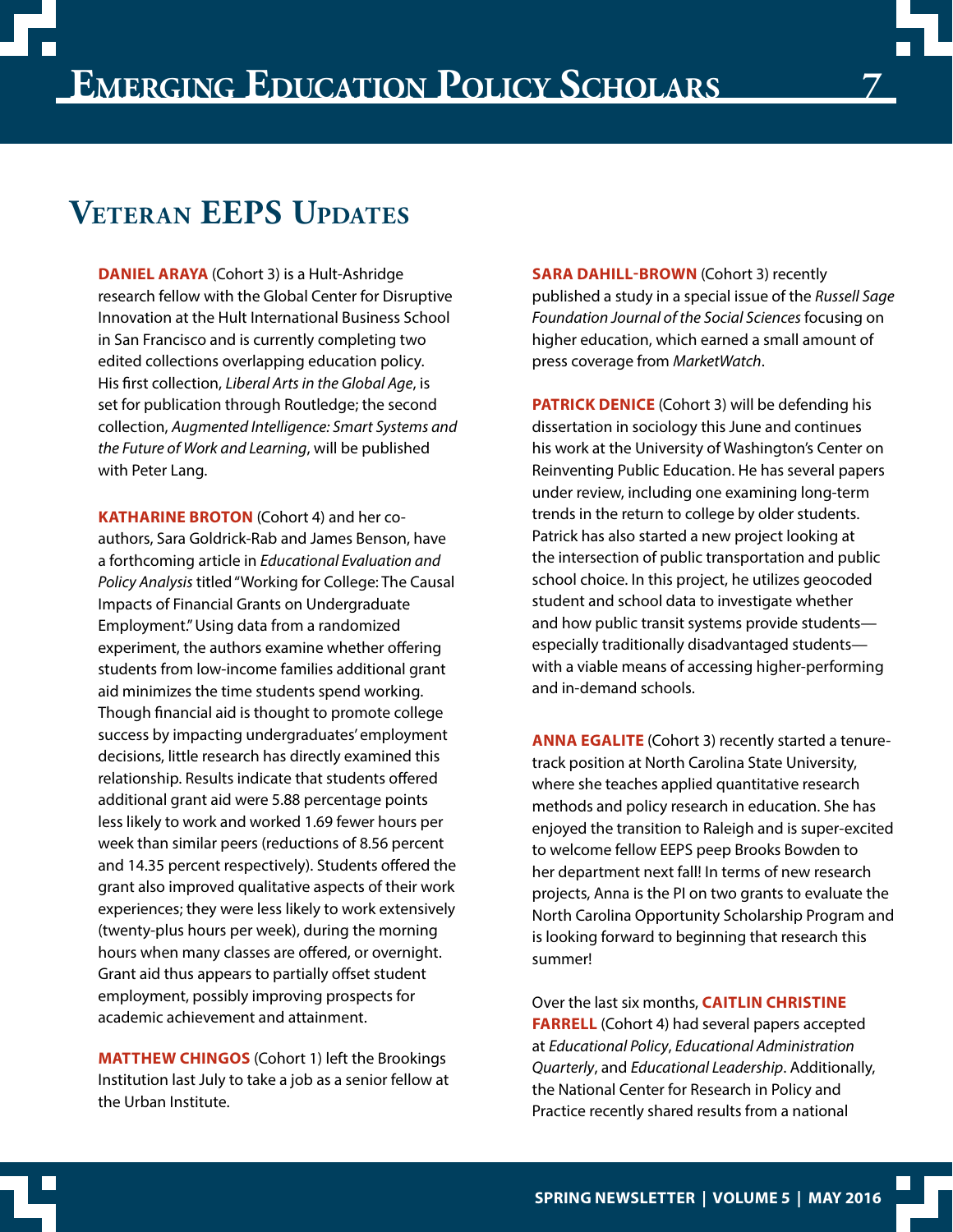## Veteran EEPS Updates

**DANIEL ARAYA** (Cohort 3) is a Hult-Ashridge research fellow with the Global Center for Disruptive Innovation at the Hult International Business School in San Francisco and is currently completing two edited collections overlapping education policy. His first collection, *Liberal Arts in the Global Age*, is set for publication through Routledge; the second collection, *Augmented Intelligence: Smart Systems and the Future of Work and Learning*, will be published with Peter Lang.

**KATHARINE BROTON** (Cohort 4) and her co-authors, Sara Goldrick-Rab and James Benson, have a forthcoming article in *Educational Evaluation and Policy Analysis* titled "Working for College: The Causal Impacts of Financial Grants on Undergraduate Employment." Using data from a randomized experiment, the authors examine whether offering students from low-income families additional grant aid minimizes the time students spend working. Though financial aid is thought to promote college success by impacting undergraduates' employment decisions, little research has directly examined this relationship. Results indicate that students offered additional grant aid were 5.88 percentage points less likely to work and worked 1.69 fewer hours per week than similar peers (reductions of 8.56 percent and 14.35 percent respectively). Students offered the grant also improved qualitative aspects of their work experiences; they were less likely to work extensively (twenty-plus hours per week), during the morning hours when many classes are offered, or overnight. Grant aid thus appears to partially offset student employment, possibly improving prospects for academic achievement and attainment.

**MATTHEW CHINGOS** (Cohort 1) left the Brookings Institution last July to take a job as a senior fellow at the Urban Institute.

**SARA DAHILL-BROWN** (Cohort 3) recently published a study in a special issue of the *Russell Sage Foundation Journal of the Social Sciences* focusing on higher education, which earned a small amount of press coverage from *MarketWatch*.

**PATRICK DENICE** (Cohort 3) will be defending his dissertation in sociology this June and continues his work at the University of Washington's Center on Reinventing Public Education. He has several papers under review, including one examining long-term trends in the return to college by older students. Patrick has also started a new project looking at the intersection of public transportation and public school choice. In this project, he utilizes geocoded student and school data to investigate whether and how public transit systems provide students—especially traditionally disadvantaged students—with a viable means of accessing higher-performing and in-demand schools.

**ANNA EGALITE** (Cohort 3) recently started a tenure-track position at North Carolina State University, where she teaches applied quantitative research methods and policy research in education. She has enjoyed the transition to Raleigh and is super-excited to welcome fellow EEPS peep Brooks Bowden to her department next fall! In terms of new research projects, Anna is the PI on two grants to evaluate the North Carolina Opportunity Scholarship Program and is looking forward to beginning that research this summer!

Over the last six months, **CAITLIN CHRISTINE FARRELL** (Cohort 4) had several papers accepted at *Educational Policy*, *Educational Administration Quarterly*, and *Educational Leadership*. Additionally, the National Center for Research in Policy and Practice recently shared results from a national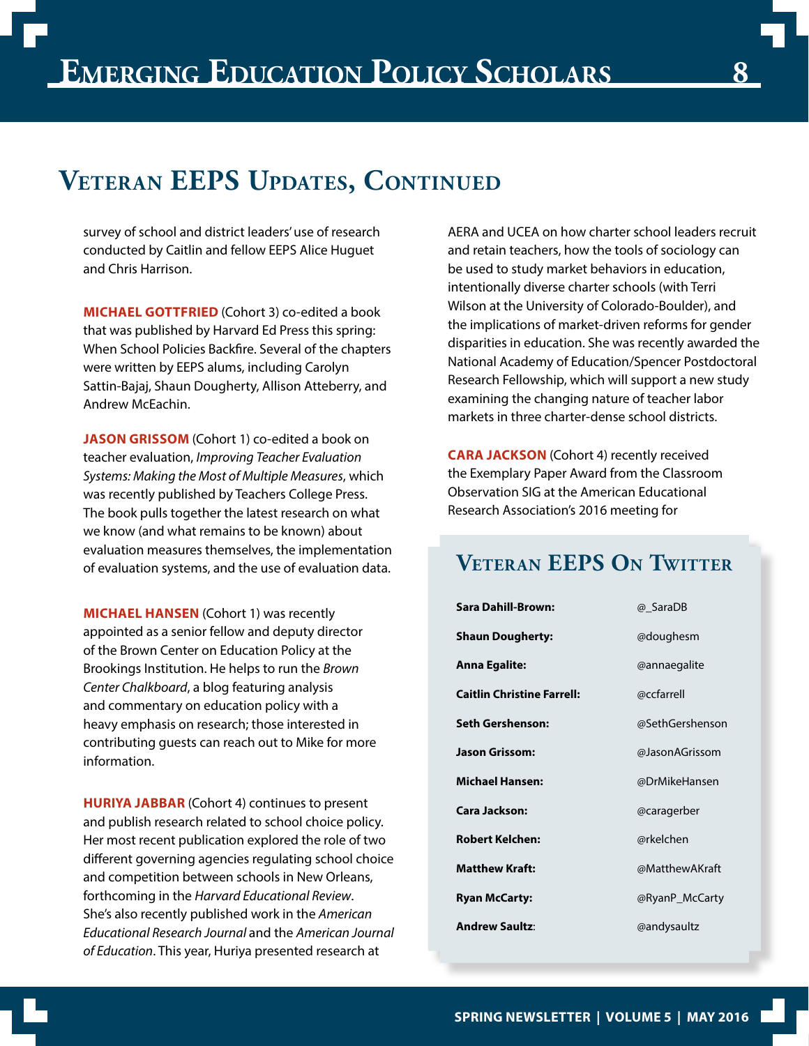## Veteran EEPS Updates, Continued

survey of school and district leaders' use of research conducted by Caitlin and fellow EEPS Alice Huguet and Chris Harrison.

**MICHAEL GOTTFRIED** (Cohort 3) co-edited a book that was published by Harvard Ed Press this spring: When School Policies Backfire. Several of the chapters were written by EEPS alums, including Carolyn Sattin-Bajaj, Shaun Dougherty, Allison Atteberry, and Andrew McEachin.

**JASON GRISSOM** (Cohort 1) co-edited a book on teacher evaluation, *Improving Teacher Evaluation Systems: Making the Most of Multiple Measures*, which was recently published by Teachers College Press. The book pulls together the latest research on what we know (and what remains to be known) about evaluation measures themselves, the implementation of evaluation systems, and the use of evaluation data.

**MICHAEL HANSEN** (Cohort 1) was recently appointed as a senior fellow and deputy director of the Brown Center on Education Policy at the Brookings Institution. He helps to run the *Brown Center Chalkboard*, a blog featuring analysis and commentary on education policy with a heavy emphasis on research; those interested in contributing guests can reach out to Mike for more information.

**HURIYA JABBAR** (Cohort 4) continues to present and publish research related to school choice policy. Her most recent publication explored the role of two different governing agencies regulating school choice and competition between schools in New Orleans, forthcoming in the *Harvard Educational Review*. She's also recently published work in the *American Educational Research Journal* and the *American Journal of Education*. This year, Huriya presented research at AERA and UCEA on how charter school leaders recruit and retain teachers, how the tools of sociology can be used to study market behaviors in education, intentionally diverse charter schools (with Terri Wilson at the University of Colorado-Boulder), and the implications of market-driven reforms for gender disparities in education. She was recently awarded the National Academy of Education/Spencer Postdoctoral Research Fellowship, which will support a new study examining the changing nature of teacher labor markets in three charter-dense school districts.

**CARA JACKSON** (Cohort 4) recently received the Exemplary Paper Award from the Classroom Observation SIG at the American Educational Research Association's 2016 meeting for

### Veteran EEPS On Twitter

| | |
|---|---|
| **Sara Dahill-Brown:** | @_SaraDB |
| **Shaun Dougherty:** | @doughesm |
| **Anna Egalite:** | @annaegalite |
| **Caitlin Christine Farrell:** | @ccfarrell |
| **Seth Gershenson:** | @SethGershenson |
| **Jason Grissom:** | @JasonAGrissom |
| **Michael Hansen:** | @DrMikeHansen |
| **Cara Jackson:** | @caragerber |
| **Robert Kelchen:** | @rkelchen |
| **Matthew Kraft:** | @MatthewAKraft |
| **Ryan McCarty:** | @RyanP_McCarty |
| **Andrew Saultz:** | @andysaultz |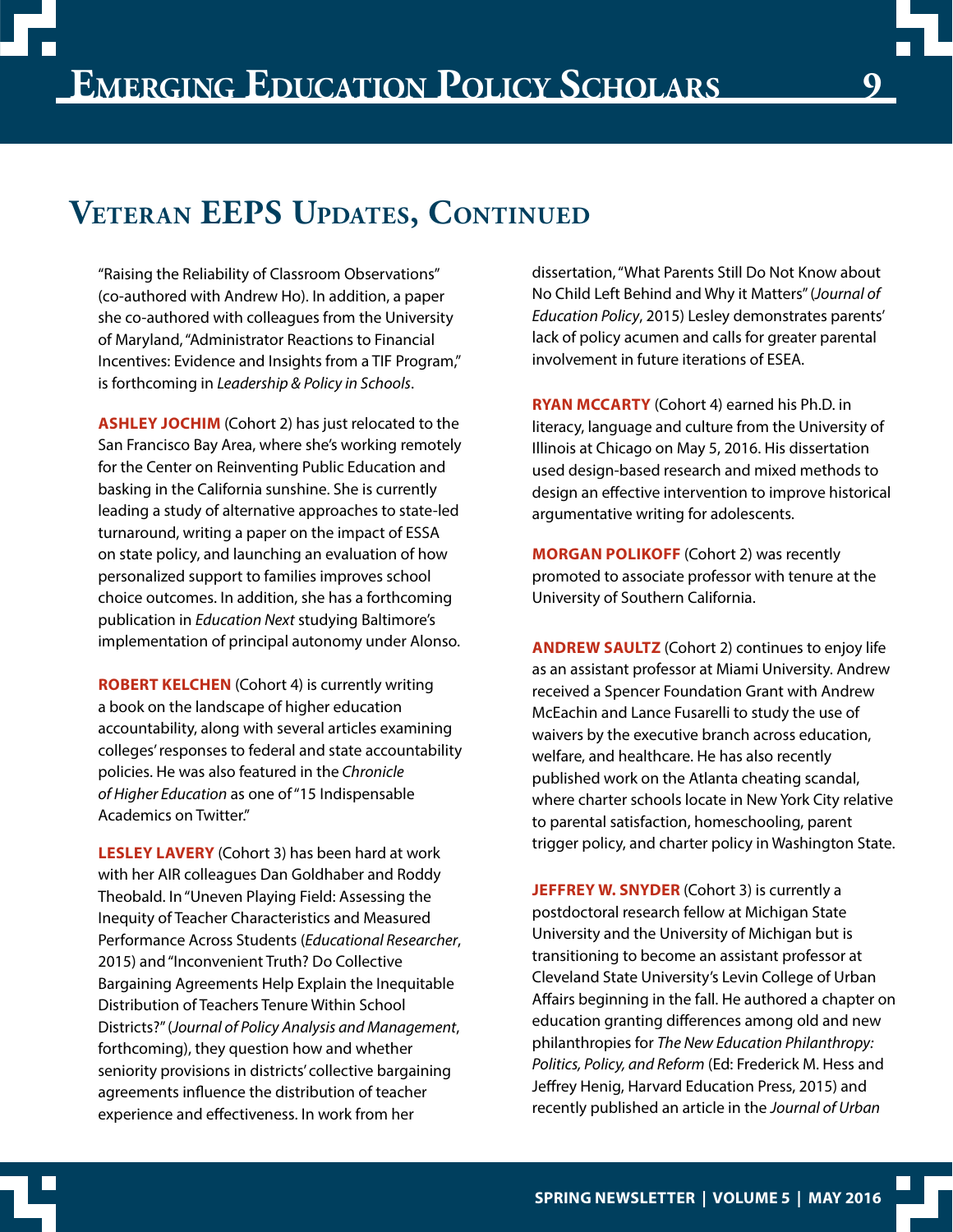## Veteran EEPS Updates, Continued

"Raising the Reliability of Classroom Observations" (co-authored with Andrew Ho). In addition, a paper she co-authored with colleagues from the University of Maryland, "Administrator Reactions to Financial Incentives: Evidence and Insights from a TIF Program," is forthcoming in *Leadership & Policy in Schools*.

**ASHLEY JOCHIM** (Cohort 2) has just relocated to the San Francisco Bay Area, where she's working remotely for the Center on Reinventing Public Education and basking in the California sunshine. She is currently leading a study of alternative approaches to state-led turnaround, writing a paper on the impact of ESSA on state policy, and launching an evaluation of how personalized support to families improves school choice outcomes. In addition, she has a forthcoming publication in *Education Next* studying Baltimore's implementation of principal autonomy under Alonso.

**ROBERT KELCHEN** (Cohort 4) is currently writing a book on the landscape of higher education accountability, along with several articles examining colleges' responses to federal and state accountability policies. He was also featured in the *Chronicle of Higher Education* as one of "15 Indispensable Academics on Twitter."

**LESLEY LAVERY** (Cohort 3) has been hard at work with her AIR colleagues Dan Goldhaber and Roddy Theobald. In "Uneven Playing Field: Assessing the Inequity of Teacher Characteristics and Measured Performance Across Students (*Educational Researcher*, 2015) and "Inconvenient Truth? Do Collective Bargaining Agreements Help Explain the Inequitable Distribution of Teachers Tenure Within School Districts?" (*Journal of Policy Analysis and Management*, forthcoming), they question how and whether seniority provisions in districts' collective bargaining agreements influence the distribution of teacher experience and effectiveness. In work from her dissertation, "What Parents Still Do Not Know about No Child Left Behind and Why it Matters" (*Journal of Education Policy*, 2015) Lesley demonstrates parents' lack of policy acumen and calls for greater parental involvement in future iterations of ESEA.

**RYAN MCCARTY** (Cohort 4) earned his Ph.D. in literacy, language and culture from the University of Illinois at Chicago on May 5, 2016. His dissertation used design-based research and mixed methods to design an effective intervention to improve historical argumentative writing for adolescents.

**MORGAN POLIKOFF** (Cohort 2) was recently promoted to associate professor with tenure at the University of Southern California.

**ANDREW SAULTZ** (Cohort 2) continues to enjoy life as an assistant professor at Miami University. Andrew received a Spencer Foundation Grant with Andrew McEachin and Lance Fusarelli to study the use of waivers by the executive branch across education, welfare, and healthcare. He has also recently published work on the Atlanta cheating scandal, where charter schools locate in New York City relative to parental satisfaction, homeschooling, parent trigger policy, and charter policy in Washington State.

**JEFFREY W. SNYDER** (Cohort 3) is currently a postdoctoral research fellow at Michigan State University and the University of Michigan but is transitioning to become an assistant professor at Cleveland State University's Levin College of Urban Affairs beginning in the fall. He authored a chapter on education granting differences among old and new philanthropies for *The New Education Philanthropy: Politics, Policy, and Reform* (Ed: Frederick M. Hess and Jeffrey Henig, Harvard Education Press, 2015) and recently published an article in the *Journal of Urban*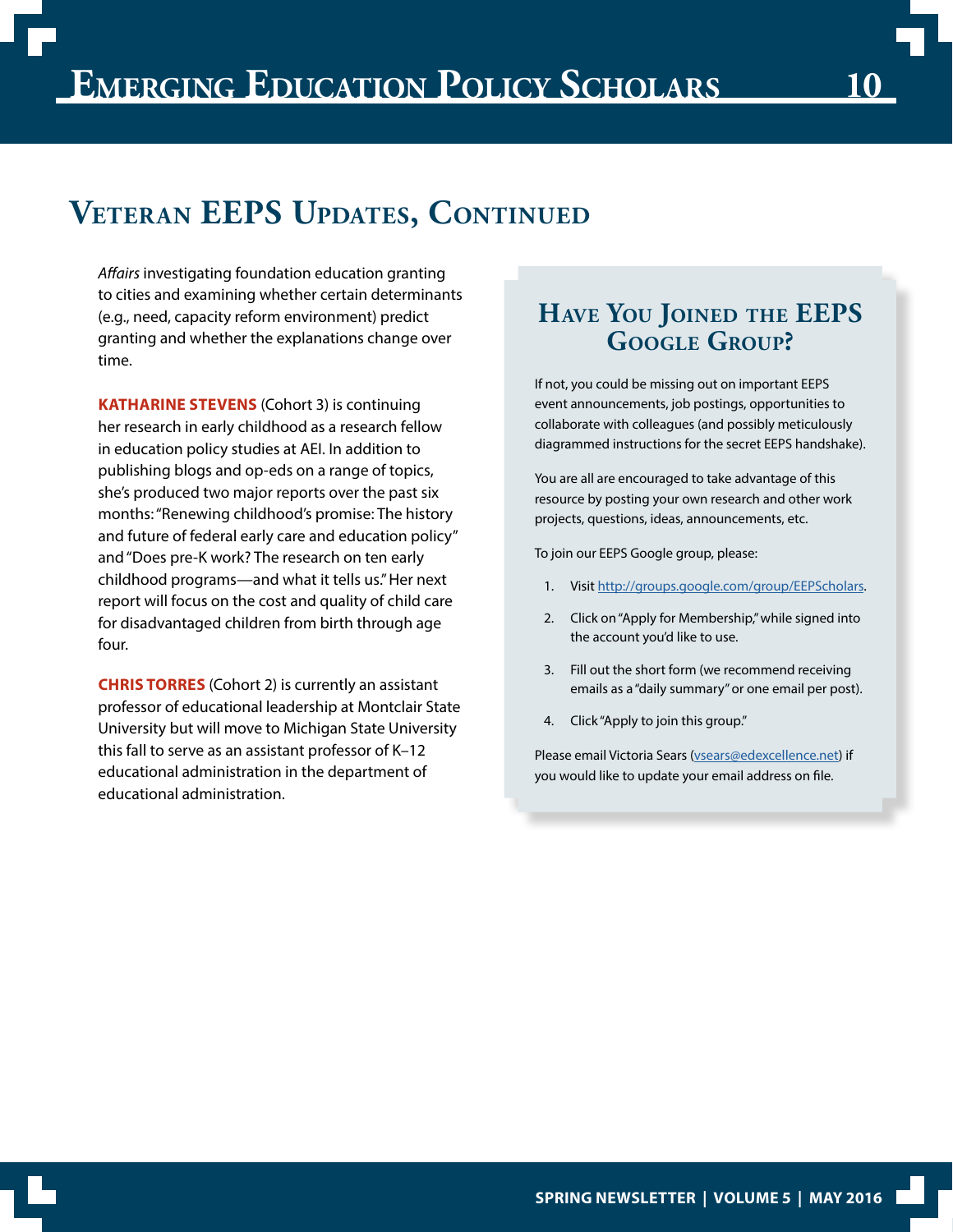## Veteran EEPS Updates, Continued

*Affairs* investigating foundation education granting to cities and examining whether certain determinants (e.g., need, capacity reform environment) predict granting and whether the explanations change over time.

**KATHARINE STEVENS** (Cohort 3) is continuing her research in early childhood as a research fellow in education policy studies at AEI. In addition to publishing blogs and op-eds on a range of topics, she's produced two major reports over the past six months: "Renewing childhood's promise: The history and future of federal early care and education policy" and "Does pre-K work? The research on ten early childhood programs—and what it tells us." Her next report will focus on the cost and quality of child care for disadvantaged children from birth through age four.

**CHRIS TORRES** (Cohort 2) is currently an assistant professor of educational leadership at Montclair State University but will move to Michigan State University this fall to serve as an assistant professor of K–12 educational administration in the department of educational administration.

### Have You Joined the EEPS Google Group?

If not, you could be missing out on important EEPS event announcements, job postings, opportunities to collaborate with colleagues (and possibly meticulously diagrammed instructions for the secret EEPS handshake).

You are all are encouraged to take advantage of this resource by posting your own research and other work projects, questions, ideas, announcements, etc.

To join our EEPS Google group, please:

1. Visit http://groups.google.com/group/EEPScholars.
2. Click on "Apply for Membership," while signed into the account you'd like to use.
3. Fill out the short form (we recommend receiving emails as a "daily summary" or one email per post).
4. Click "Apply to join this group."

Please email Victoria Sears (vsears@edexcellence.net) if you would like to update your email address on file.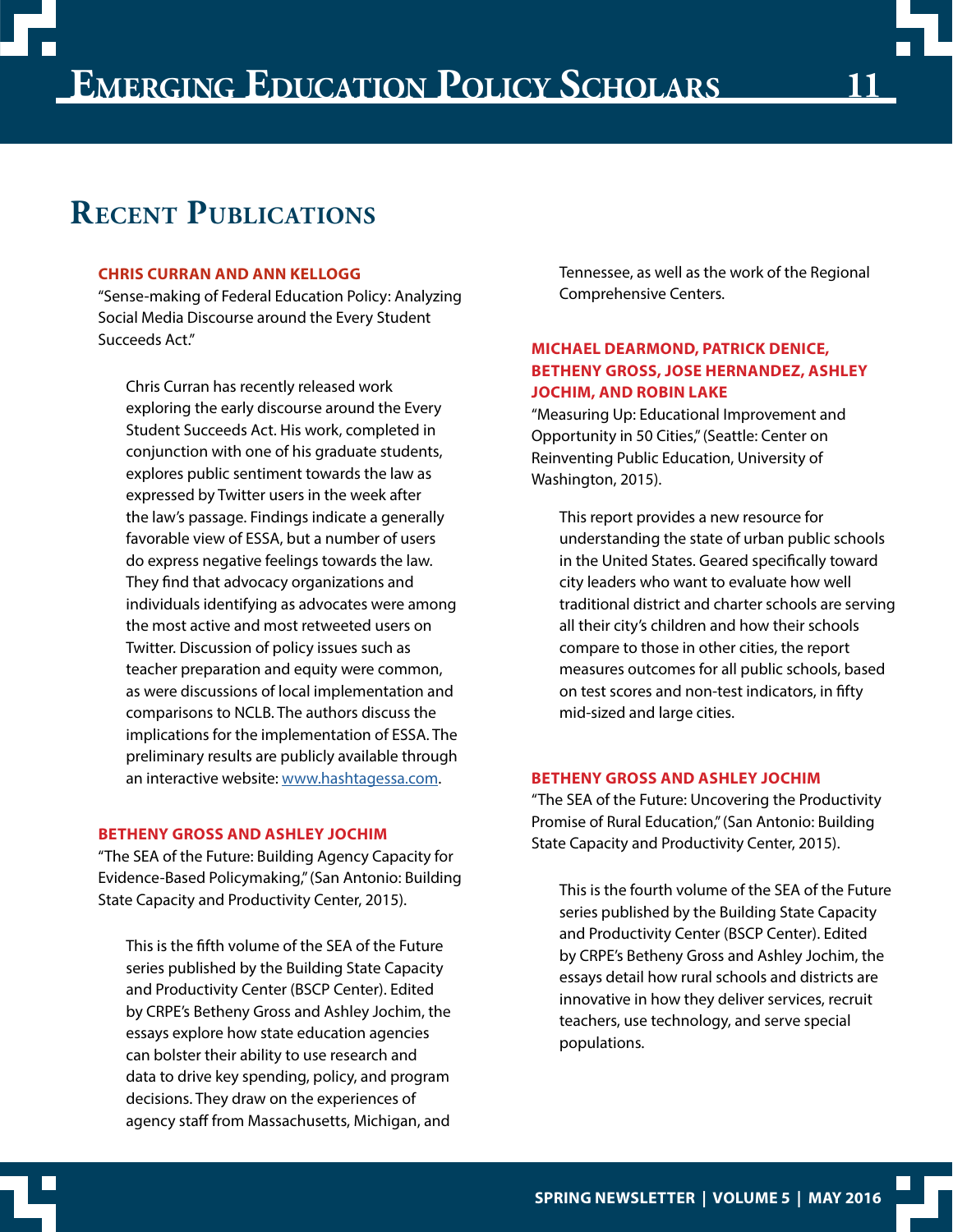# Recent Publications

**CHRIS CURRAN AND ANN KELLOGG**

"Sense-making of Federal Education Policy: Analyzing Social Media Discourse around the Every Student Succeeds Act."

Chris Curran has recently released work exploring the early discourse around the Every Student Succeeds Act. His work, completed in conjunction with one of his graduate students, explores public sentiment towards the law as expressed by Twitter users in the week after the law's passage. Findings indicate a generally favorable view of ESSA, but a number of users do express negative feelings towards the law. They find that advocacy organizations and individuals identifying as advocates were among the most active and most retweeted users on Twitter. Discussion of policy issues such as teacher preparation and equity were common, as were discussions of local implementation and comparisons to NCLB. The authors discuss the implications for the implementation of ESSA. The preliminary results are publicly available through an interactive website: [www.hashtagessa.com](http://www.hashtagessa.com).

**BETHENY GROSS AND ASHLEY JOCHIM**

"The SEA of the Future: Building Agency Capacity for Evidence-Based Policymaking," (San Antonio: Building State Capacity and Productivity Center, 2015).

This is the fifth volume of the SEA of the Future series published by the Building State Capacity and Productivity Center (BSCP Center). Edited by CRPE's Betheny Gross and Ashley Jochim, the essays explore how state education agencies can bolster their ability to use research and data to drive key spending, policy, and program decisions. They draw on the experiences of agency staff from Massachusetts, Michigan, and Tennessee, as well as the work of the Regional Comprehensive Centers.

**MICHAEL DEARMOND, PATRICK DENICE, BETHENY GROSS, JOSE HERNANDEZ, ASHLEY JOCHIM, AND ROBIN LAKE**

"Measuring Up: Educational Improvement and Opportunity in 50 Cities," (Seattle: Center on Reinventing Public Education, University of Washington, 2015).

This report provides a new resource for understanding the state of urban public schools in the United States. Geared specifically toward city leaders who want to evaluate how well traditional district and charter schools are serving all their city's children and how their schools compare to those in other cities, the report measures outcomes for all public schools, based on test scores and non-test indicators, in fifty mid-sized and large cities.

**BETHENY GROSS AND ASHLEY JOCHIM**

"The SEA of the Future: Uncovering the Productivity Promise of Rural Education," (San Antonio: Building State Capacity and Productivity Center, 2015).

This is the fourth volume of the SEA of the Future series published by the Building State Capacity and Productivity Center (BSCP Center). Edited by CRPE's Betheny Gross and Ashley Jochim, the essays detail how rural schools and districts are innovative in how they deliver services, recruit teachers, use technology, and serve special populations.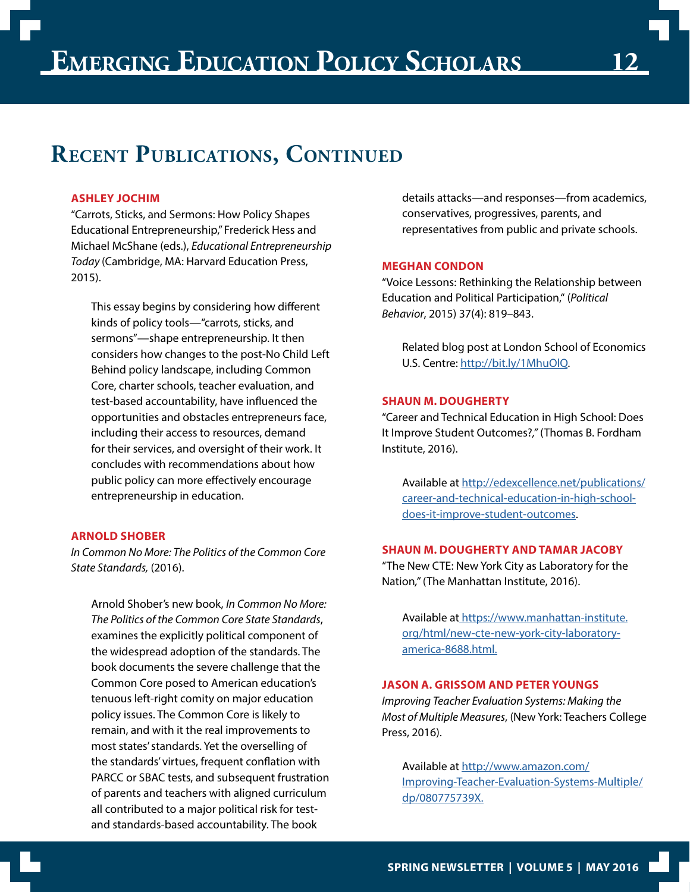## Recent Publications, Continued

**ASHLEY JOCHIM**

"Carrots, Sticks, and Sermons: How Policy Shapes Educational Entrepreneurship," Frederick Hess and Michael McShane (eds.), *Educational Entrepreneurship Today* (Cambridge, MA: Harvard Education Press, 2015).

> This essay begins by considering how different kinds of policy tools—"carrots, sticks, and sermons"—shape entrepreneurship. It then considers how changes to the post-No Child Left Behind policy landscape, including Common Core, charter schools, teacher evaluation, and test-based accountability, have influenced the opportunities and obstacles entrepreneurs face, including their access to resources, demand for their services, and oversight of their work. It concludes with recommendations about how public policy can more effectively encourage entrepreneurship in education.

**ARNOLD SHOBER**

*In Common No More: The Politics of the Common Core State Standards,* (2016).

> Arnold Shober's new book, *In Common No More: The Politics of the Common Core State Standards*, examines the explicitly political component of the widespread adoption of the standards. The book documents the severe challenge that the Common Core posed to American education's tenuous left-right comity on major education policy issues. The Common Core is likely to remain, and with it the real improvements to most states' standards. Yet the overselling of the standards' virtues, frequent conflation with PARCC or SBAC tests, and subsequent frustration of parents and teachers with aligned curriculum all contributed to a major political risk for test- and standards-based accountability. The book details attacks—and responses—from academics, conservatives, progressives, parents, and representatives from public and private schools.

**MEGHAN CONDON**

"Voice Lessons: Rethinking the Relationship between Education and Political Participation," (*Political Behavior*, 2015) 37(4): 819–843.

> Related blog post at London School of Economics U.S. Centre: http://bit.ly/1MhuOlQ.

**SHAUN M. DOUGHERTY**

"Career and Technical Education in High School: Does It Improve Student Outcomes?," (Thomas B. Fordham Institute, 2016).

> Available at http://edexcellence.net/publications/career-and-technical-education-in-high-school-does-it-improve-student-outcomes.

**SHAUN M. DOUGHERTY AND TAMAR JACOBY**

"The New CTE: New York City as Laboratory for the Nation," (The Manhattan Institute, 2016).

> Available at https://www.manhattan-institute.org/html/new-cte-new-york-city-laboratory-america-8688.html.

**JASON A. GRISSOM AND PETER YOUNGS**

*Improving Teacher Evaluation Systems: Making the Most of Multiple Measures*, (New York: Teachers College Press, 2016).

> Available at http://www.amazon.com/Improving-Teacher-Evaluation-Systems-Multiple/dp/080775739X.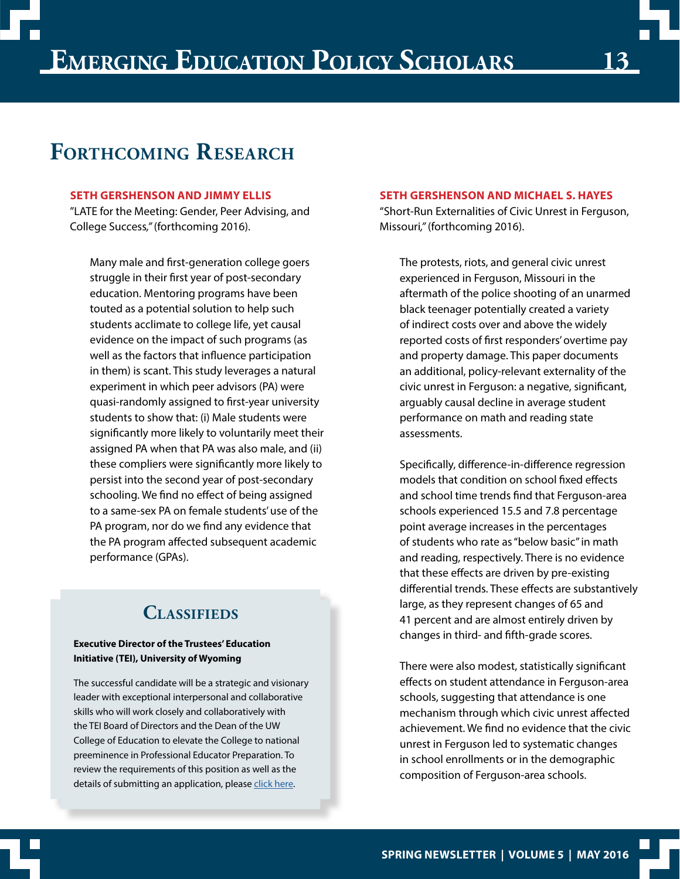## Forthcoming Research

**SETH GERSHENSON AND JIMMY ELLIS**
"LATE for the Meeting: Gender, Peer Advising, and College Success," (forthcoming 2016).

Many male and first-generation college goers struggle in their first year of post-secondary education. Mentoring programs have been touted as a potential solution to help such students acclimate to college life, yet causal evidence on the impact of such programs (as well as the factors that influence participation in them) is scant. This study leverages a natural experiment in which peer advisors (PA) were quasi-randomly assigned to first-year university students to show that: (i) Male students were significantly more likely to voluntarily meet their assigned PA when that PA was also male, and (ii) these compliers were significantly more likely to persist into the second year of post-secondary schooling. We find no effect of being assigned to a same-sex PA on female students' use of the PA program, nor do we find any evidence that the PA program affected subsequent academic performance (GPAs).

### Classifieds

**Executive Director of the Trustees' Education Initiative (TEI), University of Wyoming**

The successful candidate will be a strategic and visionary leader with exceptional interpersonal and collaborative skills who will work closely and collaboratively with the TEI Board of Directors and the Dean of the UW College of Education to elevate the College to national preeminence in Professional Educator Preparation. To review the requirements of this position as well as the details of submitting an application, please click here.

**SETH GERSHENSON AND MICHAEL S. HAYES**
"Short-Run Externalities of Civic Unrest in Ferguson, Missouri," (forthcoming 2016).

The protests, riots, and general civic unrest experienced in Ferguson, Missouri in the aftermath of the police shooting of an unarmed black teenager potentially created a variety of indirect costs over and above the widely reported costs of first responders' overtime pay and property damage. This paper documents an additional, policy-relevant externality of the civic unrest in Ferguson: a negative, significant, arguably causal decline in average student performance on math and reading state assessments.

Specifically, difference-in-difference regression models that condition on school fixed effects and school time trends find that Ferguson-area schools experienced 15.5 and 7.8 percentage point average increases in the percentages of students who rate as "below basic" in math and reading, respectively. There is no evidence that these effects are driven by pre-existing differential trends. These effects are substantively large, as they represent changes of 65 and 41 percent and are almost entirely driven by changes in third- and fifth-grade scores.

There were also modest, statistically significant effects on student attendance in Ferguson-area schools, suggesting that attendance is one mechanism through which civic unrest affected achievement. We find no evidence that the civic unrest in Ferguson led to systematic changes in school enrollments or in the demographic composition of Ferguson-area schools.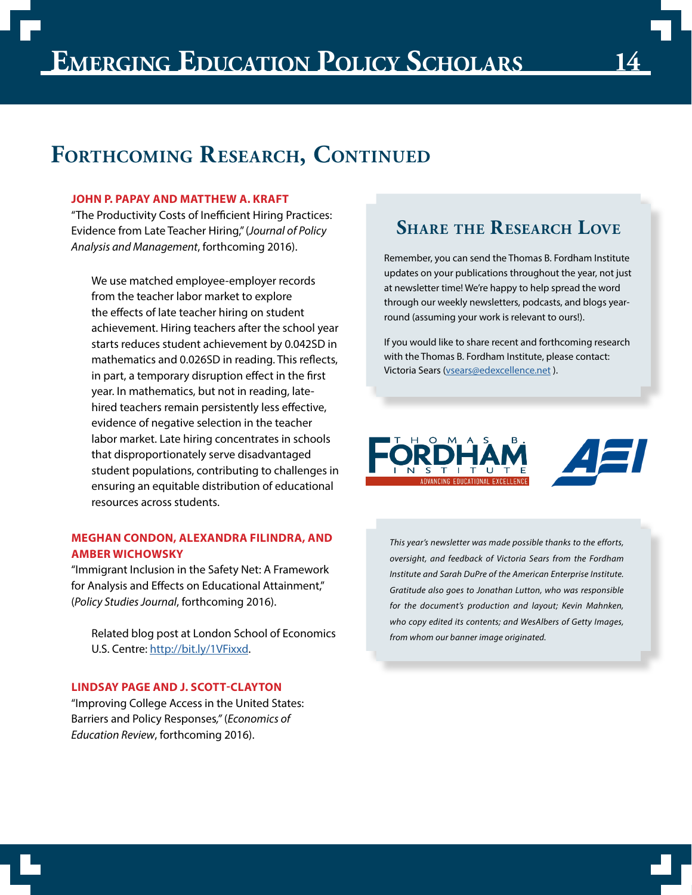## Forthcoming Research, Continued

**JOHN P. PAPAY AND MATTHEW A. KRAFT**

"The Productivity Costs of Inefficient Hiring Practices: Evidence from Late Teacher Hiring," (*Journal of Policy Analysis and Management*, forthcoming 2016).

> We use matched employee-employer records from the teacher labor market to explore the effects of late teacher hiring on student achievement. Hiring teachers after the school year starts reduces student achievement by 0.042SD in mathematics and 0.026SD in reading. This reflects, in part, a temporary disruption effect in the first year. In mathematics, but not in reading, late-hired teachers remain persistently less effective, evidence of negative selection in the teacher labor market. Late hiring concentrates in schools that disproportionately serve disadvantaged student populations, contributing to challenges in ensuring an equitable distribution of educational resources across students.

**MEGHAN CONDON, ALEXANDRA FILINDRA, AND AMBER WICHOWSKY**

"Immigrant Inclusion in the Safety Net: A Framework for Analysis and Effects on Educational Attainment," (*Policy Studies Journal*, forthcoming 2016).

> Related blog post at London School of Economics U.S. Centre: http://bit.ly/1VFixxd.

**LINDSAY PAGE AND J. SCOTT-CLAYTON**

"Improving College Access in the United States: Barriers and Policy Responses," (*Economics of Education Review*, forthcoming 2016).

### Share the Research Love

Remember, you can send the Thomas B. Fordham Institute updates on your publications throughout the year, not just at newsletter time! We're happy to help spread the word through our weekly newsletters, podcasts, and blogs year-round (assuming your work is relevant to ours!).

If you would like to share recent and forthcoming research with the Thomas B. Fordham Institute, please contact: Victoria Sears (vsears@edexcellence.net ).

THOMAS B. FORDHAM INSTITUTE
ADVANCING EDUCATIONAL EXCELLENCE

AEI

*This year's newsletter was made possible thanks to the efforts, oversight, and feedback of Victoria Sears from the Fordham Institute and Sarah DuPre of the American Enterprise Institute. Gratitude also goes to Jonathan Lutton, who was responsible for the document's production and layout; Kevin Mahnken, who copy edited its contents; and WesAlbers of Getty Images, from whom our banner image originated.*